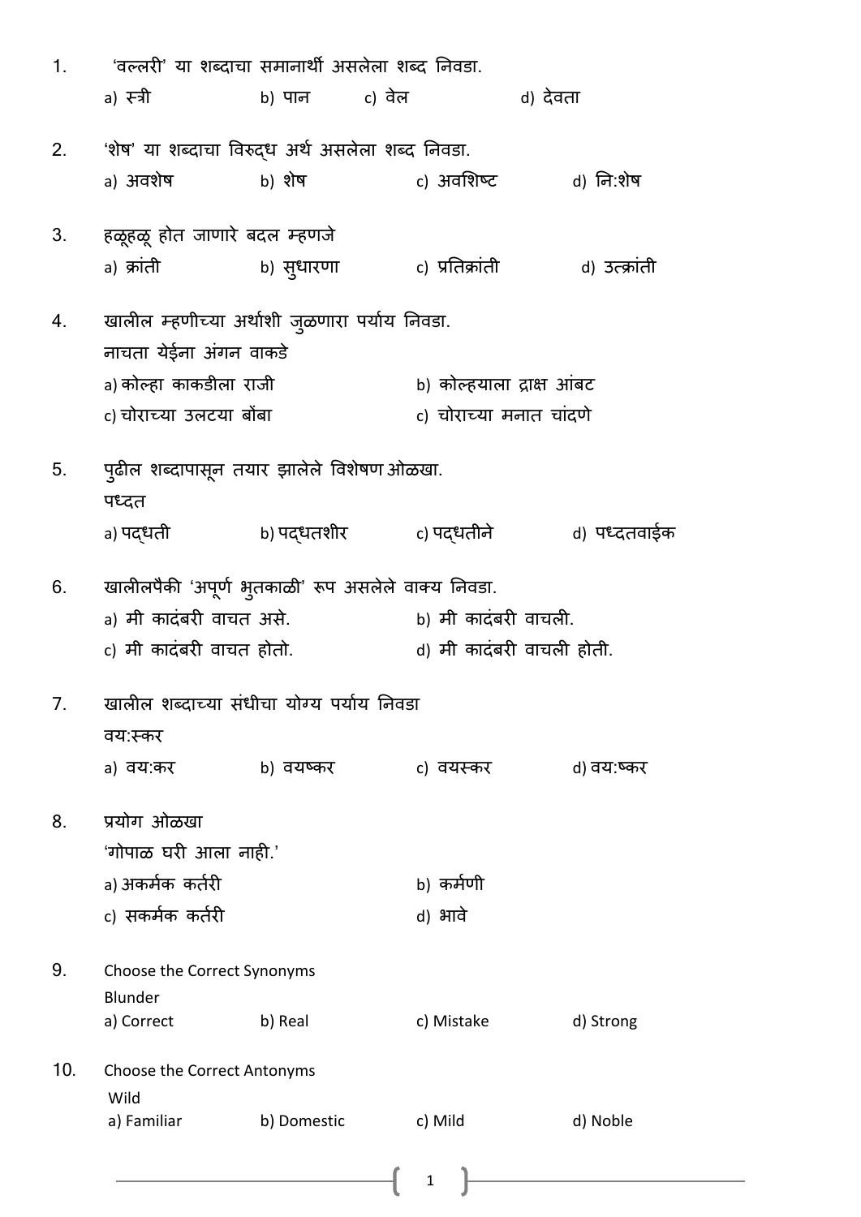1. 'वल्लरी' या शब्दाचा समानार्थी असलेला शब्द निवडा.

   a) स्त्री　　b) पान　　c) वेल　　d) देवता

2. 'शेष' या शब्दाचा विरुद्ध अर्थ असलेला शब्द निवडा.

   a) अवशेष　　b) शेष　　c) अवशिष्ट　　d) नि:शेष

3. हळूहळू होत जाणारे बदल म्हणजे

   a) क्रांती　　b) सुधारणा　　c) प्रतिक्रांती　　d) उत्क्रांती

4. खालील म्हणीच्या अर्थाशी जुळणारा पर्याय निवडा.

   नाचता येईना अंगन वाकडे

   a) कोल्हा काकडीला राजी　　b) कोल्हयाला द्राक्ष आंबट

   c) चोराच्या उलटया बोंबा　　c) चोराच्या मनात चांदणे

5. पुढील शब्दापासून तयार झालेले विशेषण ओळखा.

   पध्दत

   a) पद्धती　　b) पद्धतशीर　　c) पद्धतीने　　d) पध्दतवाईक

6. खालीलपैकी 'अपूर्ण भुतकाळी' रूप असलेले वाक्य निवडा.

   a) मी कादंबरी वाचत असे.　　b) मी कादंबरी वाचली.

   c) मी कादंबरी वाचत होतो.　　d) मी कादंबरी वाचली होती.

7. खालील शब्दाच्या संधीचा योग्य पर्याय निवडा

   वय:स्कर

   a) वय:कर　　b) वयष्कर　　c) वयस्कर　　d) वय:ष्कर

8. प्रयोग ओळखा

   'गोपाळ घरी आला नाही.'

   a) अकर्मक कर्तरी　　b) कर्मणी

   c) सकर्मक कर्तरी　　d) भावे

9. Choose the Correct Synonyms

   Blunder

   a) Correct　　b) Real　　c) Mistake　　d) Strong

10. Choose the Correct Antonyms

    Wild

    a) Familiar　　b) Domestic　　c) Mild　　d) Noble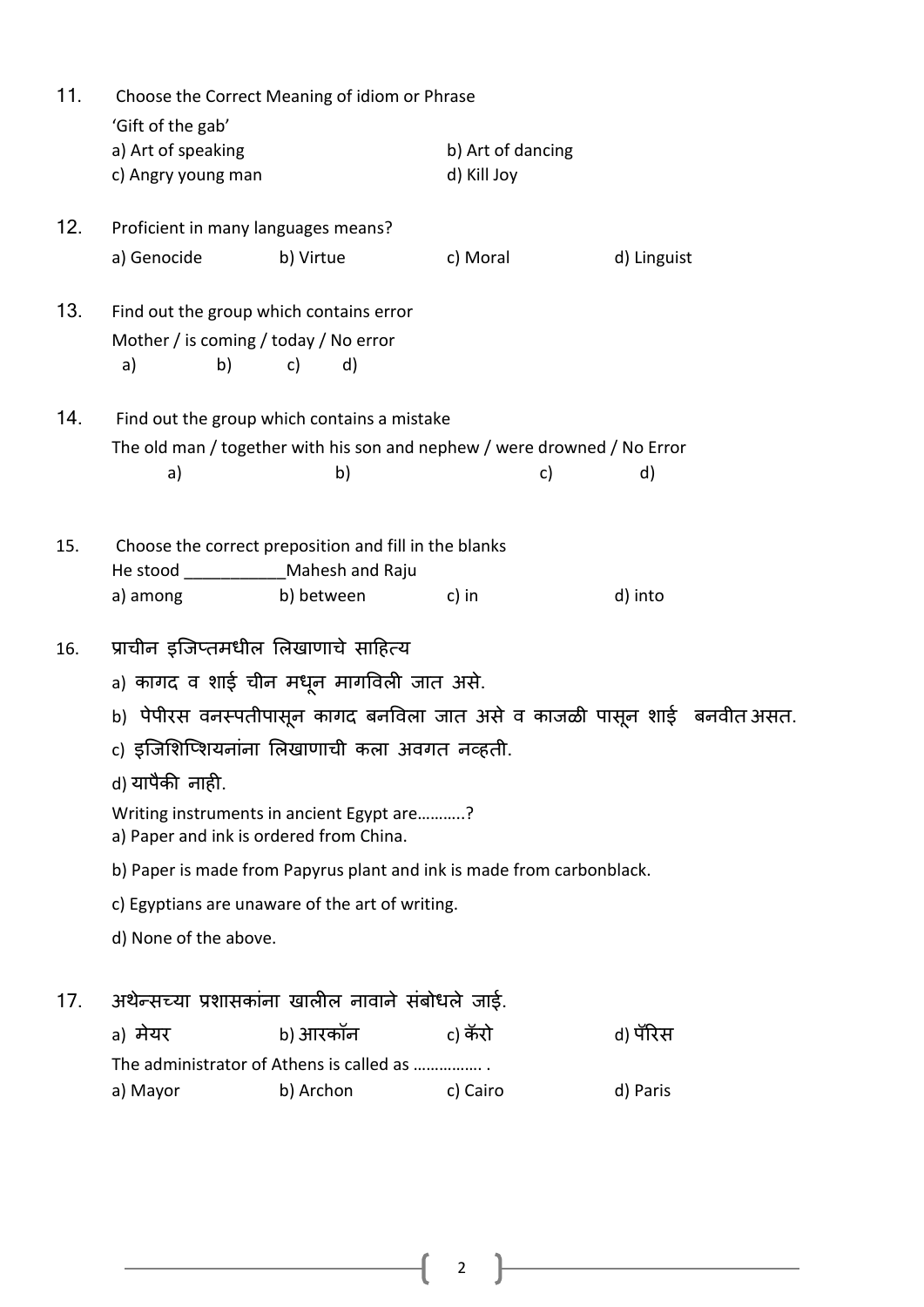11. Choose the Correct Meaning of idiom or Phrase

'Gift of the gab'

a) Art of speaking
b) Art of dancing
c) Angry young man
d) Kill Joy

12. Proficient in many languages means?

a) Genocide
b) Virtue
c) Moral
d) Linguist

13. Find out the group which contains error

Mother / is coming / today / No error

a) b) c) d)

14. Find out the group which contains a mistake

The old man / together with his son and nephew / were drowned / No Error

a) b) c) d)

15. Choose the correct preposition and fill in the blanks

He stood ___________Mahesh and Raju

a) among
b) between
c) in
d) into

16. प्राचीन इजिप्तमधील लिखाणाचे साहित्य

a) कागद व शाई चीन मधून मागविली जात असे.
b) पेपीरस वनस्पतीपासून कागद बनविला जात असे व काजळी पासून शाई बनवीत असत.
c) इजिशिप्शियनांना लिखाणाची कला अवगत नव्हती.
d) यापैकी नाही.

Writing instruments in ancient Egypt are………..?

a) Paper and ink is ordered from China.
b) Paper is made from Papyrus plant and ink is made from carbonblack.
c) Egyptians are unaware of the art of writing.
d) None of the above.

17. अथेन्सच्या प्रशासकांना खालील नावाने संबोधले जाई.

a) मेयर
b) आरकॉन
c) कॅरो
d) पॅरिस

The administrator of Athens is called as ……………. .

a) Mayor
b) Archon
c) Cairo
d) Paris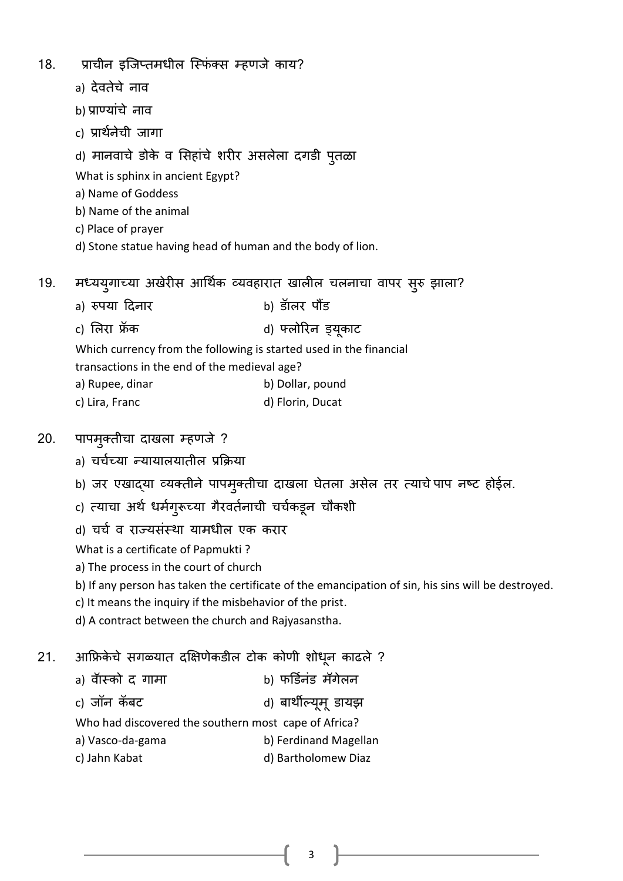18. प्राचीन इजिप्तमधील स्फिंक्स म्हणजे काय?

a) देवतेचे नाव

b) प्राण्यांचे नाव

c) प्रार्थनेची जागा

d) मानवाचे डोके व सिहांचे शरीर असलेला दगडी पुतळा

What is sphinx in ancient Egypt?

a) Name of Goddess

b) Name of the animal

c) Place of prayer

d) Stone statue having head of human and the body of lion.

19. मध्ययुगाच्या अखेरीस आर्थिक व्यवहारात खालील चलनाचा वापर सुरु झाला?

a) रुपया दिनार &nbsp;&nbsp;&nbsp;&nbsp; b) डॉलर पौंड

c) लिरा फ्रॅंक &nbsp;&nbsp;&nbsp;&nbsp; d) फ्लोरिन ड्यूकाट

Which currency from the following is started used in the financial transactions in the end of the medieval age?

a) Rupee, dinar &nbsp;&nbsp;&nbsp;&nbsp; b) Dollar, pound

c) Lira, Franc &nbsp;&nbsp;&nbsp;&nbsp; d) Florin, Ducat

20. पापमुक्तीचा दाखला म्हणजे ?

a) चर्चच्या न्यायालयातील प्रक्रिया

b) जर एखाद्या व्यक्तीने पापमुक्तीचा दाखला घेतला असेल तर त्याचे पाप नष्ट होईल.

c) त्याचा अर्थ धर्मगुरूच्या गैरवर्तनाची चर्चकडून चौकशी

d) चर्च व राज्यसंस्था यामधील एक करार

What is a certificate of Papmukti ?

a) The process in the court of church

b) If any person has taken the certificate of the emancipation of sin, his sins will be destroyed.

c) It means the inquiry if the misbehavior of the prist.

d) A contract between the church and Rajyasanstha.

21. आफ्रिकेचे सगळ्यात दक्षिणेकडील टोक कोणी शोधून काढले ?

a) वॅास्को द गामा &nbsp;&nbsp;&nbsp;&nbsp; b) फर्डिनंड मॅगेलन

c) जॉन कॅबट &nbsp;&nbsp;&nbsp;&nbsp; d) बार्थोल्यूमू डायझ

Who had discovered the southern most cape of Africa?

a) Vasco-da-gama &nbsp;&nbsp;&nbsp;&nbsp; b) Ferdinand Magellan

c) Jahn Kabat &nbsp;&nbsp;&nbsp;&nbsp; d) Bartholomew Diaz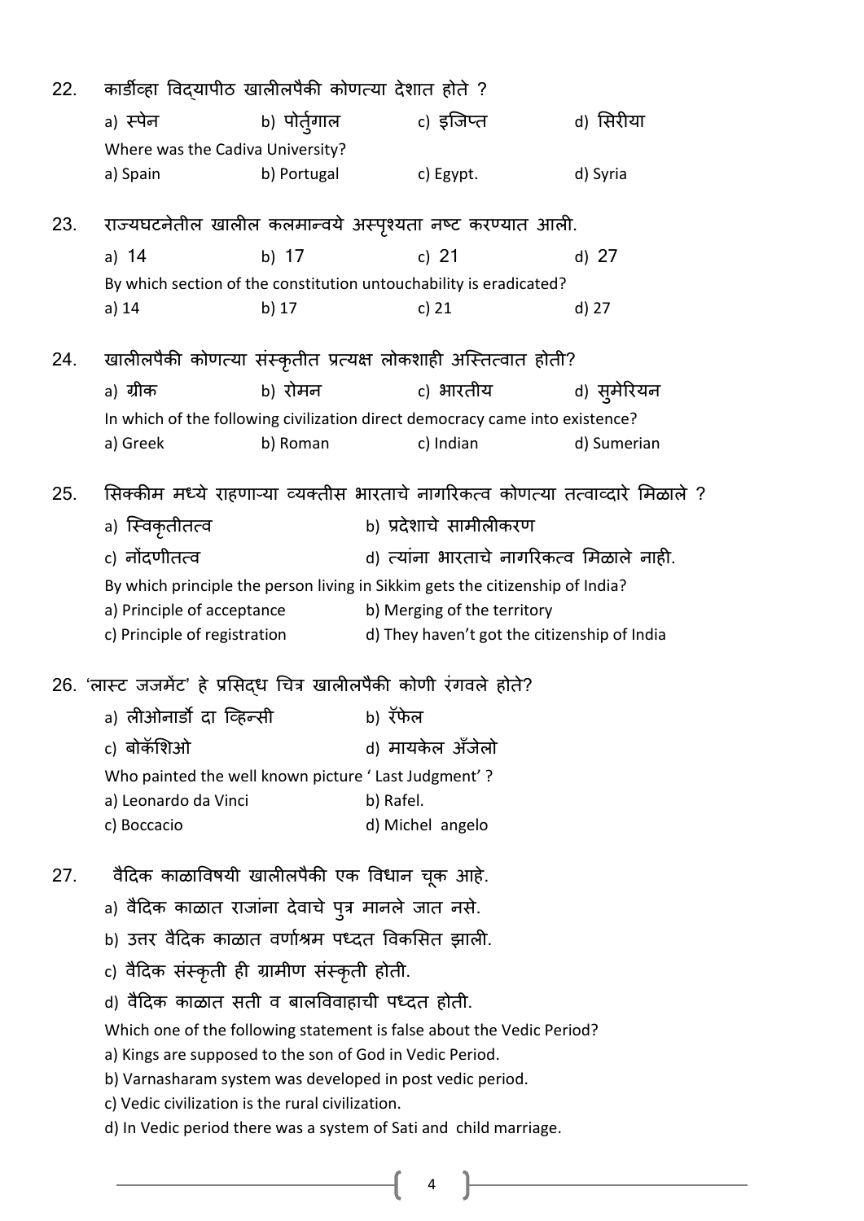22. कार्डीव्हा विद्यापीठ खालीलपैकी कोणत्या देशात होते ?

a) स्पेन b) पोर्तुगाल c) इजिप्त d) सिरीया

Where was the Cadiva University?

a) Spain b) Portugal c) Egypt. d) Syria

23. राज्यघटनेतील खालील कलमान्वये अस्पृश्यता नष्ट करण्यात आली.

a) 14 b) 17 c) 21 d) 27

By which section of the constitution untouchability is eradicated?

a) 14 b) 17 c) 21 d) 27

24. खालीलपैकी कोणत्या संस्कृतीत प्रत्यक्ष लोकशाही अस्तित्वात होती?

a) ग्रीक b) रोमन c) भारतीय d) सुमेरियन

In which of the following civilization direct democracy came into existence?

a) Greek b) Roman c) Indian d) Sumerian

25. सिक्कीम मध्ये राहणाऱ्या व्यक्तीस भारताचे नागरिकत्व कोणत्या तत्वाव्दारे मिळाले ?

a) स्विकृतीतत्व b) प्रदेशाचे सामीलीकरण

c) नोंदणीतत्व d) त्यांना भारताचे नागरिकत्व मिळाले नाही.

By which principle the person living in Sikkim gets the citizenship of India?

a) Principle of acceptance b) Merging of the territory

c) Principle of registration d) They haven't got the citizenship of India

26. 'लास्ट जजमेंट' हे प्रसिद्ध चित्र खालीलपैकी कोणी रंगवले होते?

a) लीओनार्डो दा व्हिन्सी b) रॅफेल

c) बोकॅशिओ d) मायकेल अँजेलो

Who painted the well known picture ' Last Judgment' ?

a) Leonardo da Vinci b) Rafel.

c) Boccacio d) Michel angelo

27. वैदिक काळाविषयी खालीलपैकी एक विधान चूक आहे.

a) वैदिक काळात राजांना देवाचे पुत्र मानले जात नसे.

b) उत्तर वैदिक काळात वर्णाश्रम पध्दत विकसित झाली.

c) वैदिक संस्कृती ही ग्रामीण संस्कृती होती.

d) वैदिक काळात सती व बालविवाहाची पध्दत होती.

Which one of the following statement is false about the Vedic Period?

a) Kings are supposed to the son of God in Vedic Period.

b) Varnasharam system was developed in post vedic period.

c) Vedic civilization is the rural civilization.

d) In Vedic period there was a system of Sati and child marriage.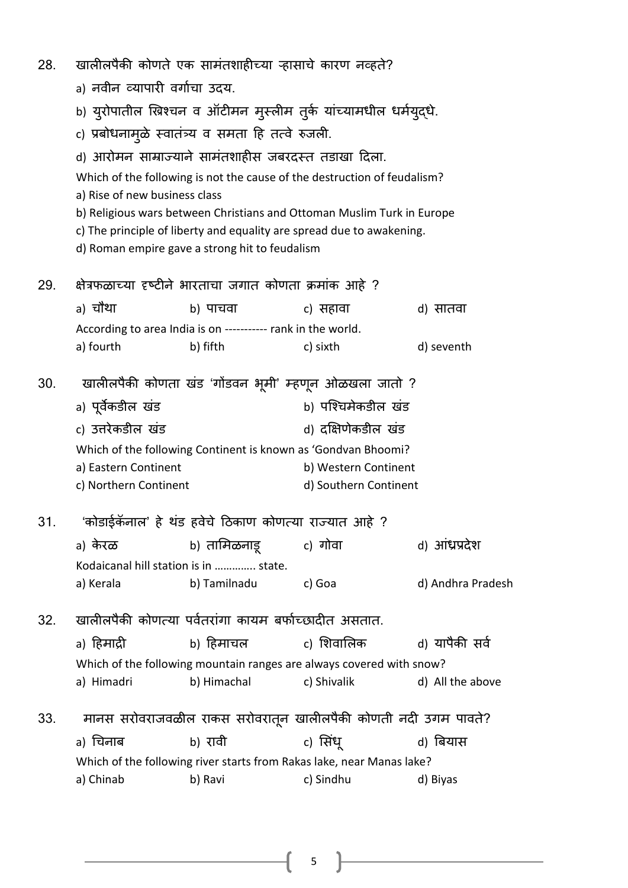28. खालीलपैकी कोणते एक सामंतशाहीच्या ऱ्हासाचे कारण नव्हते?

a) नवीन व्यापारी वर्गाचा उदय.

b) युरोपातील ख्रिश्चन व ऑटोमन मुस्लीम तुर्क यांच्यामधील धर्मयुद्धे.

c) प्रबोधनामुळे स्वातंत्र्य व समता हि तत्वे रुजली.

d) आरोमन साम्राज्याने सामंतशाहीस जबरदस्त तडाखा दिला.

Which of the following is not the cause of the destruction of feudalism?

a) Rise of new business class

b) Religious wars between Christians and Ottoman Muslim Turk in Europe

c) The principle of liberty and equality are spread due to awakening.

d) Roman empire gave a strong hit to feudalism

29. क्षेत्रफळाच्या दृष्टीने भारताचा जगात कोणता क्रमांक आहे ?

a) चौथा b) पाचवा c) सहावा d) सातवा

According to area India is on ----------- rank in the world.

a) fourth b) fifth c) sixth d) seventh

30. खालीलपैकी कोणता खंड 'गोंडवन भूमी' म्हणून ओळखला जातो ?

a) पूर्वेकडील खंड b) पश्चिमेकडील खंड

c) उत्तरेकडील खंड d) दक्षिणेकडील खंड

Which of the following Continent is known as 'Gondvan Bhoomi?

a) Eastern Continent b) Western Continent

c) Northern Continent d) Southern Continent

31. 'कोडाईकॅनाल' हे थंड हवेचे ठिकाण कोणत्या राज्यात आहे ?

a) केरळ b) तामिळनाडू c) गोवा d) आंध्रप्रदेश

Kodaicanal hill station is in …………. state.

a) Kerala b) Tamilnadu c) Goa d) Andhra Pradesh

32. खालीलपैकी कोणत्या पर्वतरांगा कायम बर्फाच्छादीत असतात.

a) हिमाद्री b) हिमाचल c) शिवालिक d) यापैकी सर्व

Which of the following mountain ranges are always covered with snow?

a) Himadri b) Himachal c) Shivalik d) All the above

33. मानस सरोवराजवळील राकस सरोवरातून खालीलपैकी कोणती नदी उगम पावते?

a) चिनाब b) रावी c) सिंधू d) बियास

Which of the following river starts from Rakas lake, near Manas lake?

a) Chinab b) Ravi c) Sindhu d) Biyas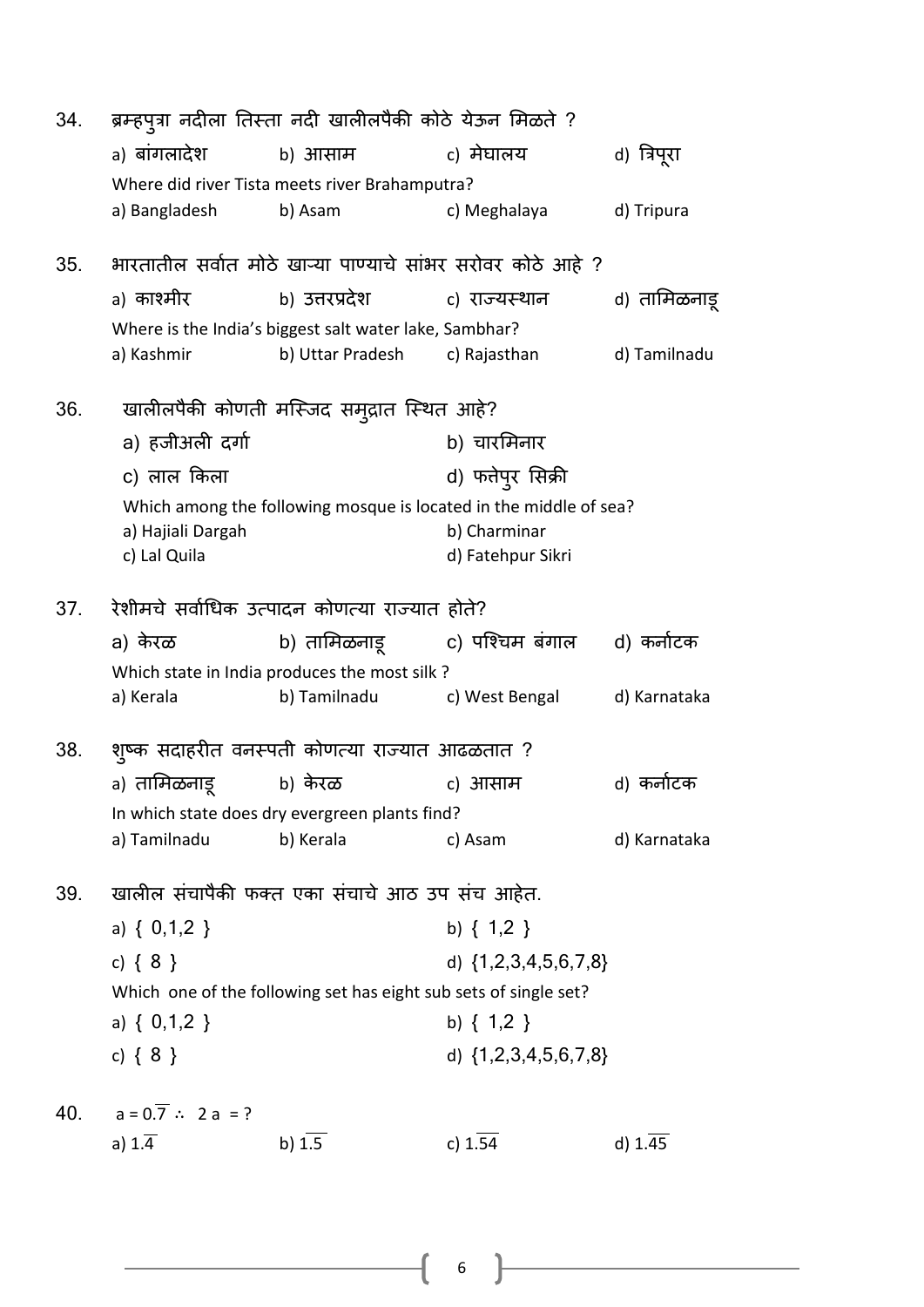34. ब्रम्हपुत्रा नदीला तिस्ता नदी खालीलपैकी कोठे येऊन मिळते ?

a) बांगलादेश  b) आसाम  c) मेघालय  d) त्रिपूरा

Where did river Tista meets river Brahamputra?

a) Bangladesh  b) Asam  c) Meghalaya  d) Tripura

35. भारतातील सर्वात मोठे खाऱ्या पाण्याचे सांभर सरोवर कोठे आहे ?

a) काश्मीर  b) उत्तरप्रदेश  c) राज्यस्थान  d) तामिळनाडू

Where is the India's biggest salt water lake, Sambhar?

a) Kashmir  b) Uttar Pradesh  c) Rajasthan  d) Tamilnadu

36. खालीलपैकी कोणती मस्जिद समुद्रात स्थित आहे?

a) हजीअली दर्गा  b) चारमिनार

c) लाल किला  d) फत्तेपुर सिक्री

Which among the following mosque is located in the middle of sea?

a) Hajiali Dargah  b) Charminar

c) Lal Quila  d) Fatehpur Sikri

37. रेशीमचे सर्वाधिक उत्पादन कोणत्या राज्यात होते?

a) केरळ  b) तामिळनाडू  c) पश्चिम बंगाल  d) कर्नाटक

Which state in India produces the most silk ?

a) Kerala  b) Tamilnadu  c) West Bengal  d) Karnataka

38. शुष्क सदाहरीत वनस्पती कोणत्या राज्यात आढळतात ?

a) तामिळनाडू  b) केरळ  c) आसाम  d) कर्नाटक

In which state does dry evergreen plants find?

a) Tamilnadu  b) Kerala  c) Asam  d) Karnataka

39. खालील संचापैकी फक्त एका संचाचे आठ उप संच आहेत.

a) { 0,1,2 }  b) { 1,2 }

c) { 8 }  d) {1,2,3,4,5,6,7,8}

Which one of the following set has eight sub sets of single set?

a) { 0,1,2 }  b) { 1,2 }

c) { 8 }  d) {1,2,3,4,5,6,7,8}

40. $a = 0.\overline{7} \therefore 2a = ?$

a) $1.\overline{4}$  b) $1.\overline{5}$  c) $1.\overline{54}$  d) $1.\overline{45}$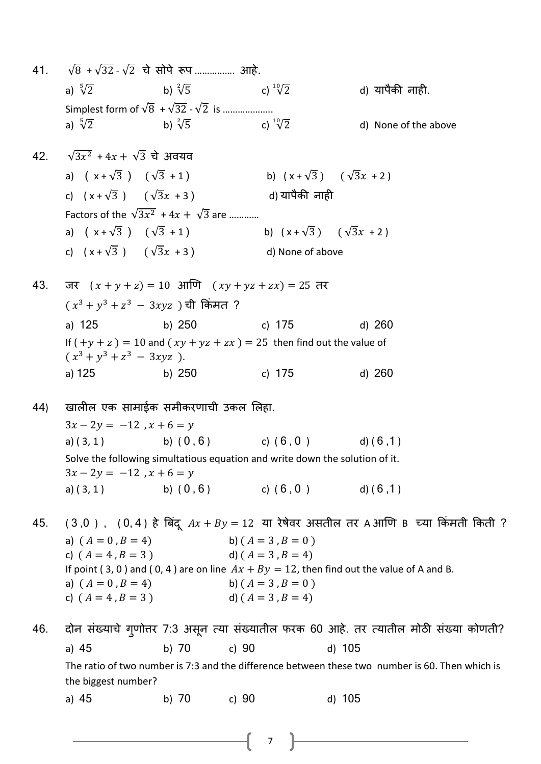41. $\sqrt{8} + \sqrt{32} - \sqrt{2}$ चे सोपे रूप ................ आहे.

a) $\sqrt[5]{2}$ b) $\sqrt[2]{5}$ c) $\sqrt[10]{2}$ d) यापैकी नाही.

Simplest form of $\sqrt{8} + \sqrt{32} - \sqrt{2}$ is ...................

a) $\sqrt[5]{2}$ b) $\sqrt[2]{5}$ c) $\sqrt[10]{2}$ d) None of the above

42. $\sqrt{3x^2} + 4x + \sqrt{3}$ चे अवयव

a) $(x + \sqrt{3})$ $(\sqrt{3} + 1)$ b) $(x + \sqrt{3})$ $(\sqrt{3}x + 2)$

c) $(x + \sqrt{3})$ $(\sqrt{3}x + 3)$ d) यापैकी नाही

Factors of the $\sqrt{3x^2} + 4x + \sqrt{3}$ are ...........

a) $(x + \sqrt{3})$ $(\sqrt{3} + 1)$ b) $(x + \sqrt{3})$ $(\sqrt{3}x + 2)$

c) $(x + \sqrt{3})$ $(\sqrt{3}x + 3)$ d) None of above

43. जर $(x + y + z) = 10$ आणि $(xy + yz + zx) = 25$ तर $(x^3 + y^3 + z^3 - 3xyz)$ ची किंमत ?

a) 125 b) 250 c) 175 d) 260

If $(+y + z) = 10$ and $(xy + yz + zx) = 25$ then find out the value of $(x^3 + y^3 + z^3 - 3xyz)$.

a) 125 b) 250 c) 175 d) 260

44) खालील एक सामाईक समीकरणाची उकल लिहा.

$3x - 2y = -12$ , $x + 6 = y$

a) ( 3, 1 ) b) ( 0 , 6 ) c) ( 6 , 0 ) d) ( 6 ,1 )

Solve the following simultatious equation and write down the solution of it.

$3x - 2y = -12$ , $x + 6 = y$

a) ( 3, 1 ) b) ( 0 , 6 ) c) ( 6 , 0 ) d) ( 6 ,1 )

45. ( 3 ,0 ) , ( 0, 4 ) हे बिंदू $Ax + By = 12$ या रेषेवर असतील तर A आणि B च्या किंमती किती ?

a) $(A = 0, B = 4)$ b) $(A = 3, B = 0)$

c) $(A = 4, B = 3)$ d) $(A = 3, B = 4)$

If point ( 3, 0 ) and ( 0, 4 ) are on line $Ax + By = 12$, then find out the value of A and B.

a) $(A = 0, B = 4)$ b) $(A = 3, B = 0)$

c) $(A = 4, B = 3)$ d) $(A = 3, B = 4)$

46. दोन संख्याचे गुणोत्तर 7:3 असून त्या संख्यातील फरक 60 आहे. तर त्यातील मोठी संख्या कोणती?

a) 45 b) 70 c) 90 d) 105

The ratio of two number is 7:3 and the difference between these two number is 60. Then which is the biggest number?

a) 45 b) 70 c) 90 d) 105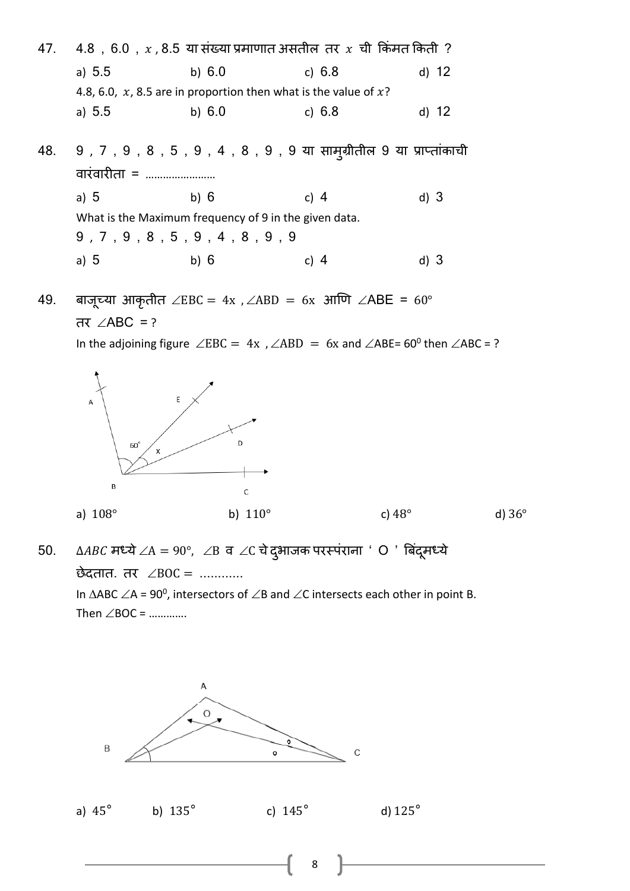47. 4.8 , 6.0 , $x$ , 8.5 या संख्या प्रमाणात असतील तर $x$ ची किंमत किती ?

a) 5.5 b) 6.0 c) 6.8 d) 12

4.8, 6.0, $x$, 8.5 are in proportion then what is the value of $x$?

a) 5.5 b) 6.0 c) 6.8 d) 12

48. 9 , 7 , 9 , 8 , 5 , 9 , 4 , 8 , 9 , 9 या सामुग्रीतील 9 या प्राप्तांकाची वारंवारीता = ......................

a) 5 b) 6 c) 4 d) 3

What is the Maximum frequency of 9 in the given data.

9 , 7 , 9 , 8 , 5 , 9 , 4 , 8 , 9 , 9

a) 5 b) 6 c) 4 d) 3

49. बाजूच्या आकृतीत $\angle EBC = 4x$ , $\angle ABD = 6x$ आणि $\angle ABE = 60°$ तर $\angle ABC$ = ?

In the adjoining figure $\angle EBC = 4x$ , $\angle ABD = 6x$ and $\angle ABE = 60^0$ then $\angle ABC$ = ?

a) $108°$ b) $110°$ c) $48°$ d) $36°$

50. $\Delta ABC$ मध्ये $\angle A = 90°$, $\angle B$ व $\angle C$ चे दुभाजक परस्पंराना ' O ' बिंदूमध्ये छेदतात. तर $\angle BOC$ = ...........

In $\Delta ABC$ $\angle A = 90^0$, intersectors of $\angle B$ and $\angle C$ intersects each other in point B. Then $\angle BOC$ = ............

a) $45°$ b) $135°$ c) $145°$ d) $125°$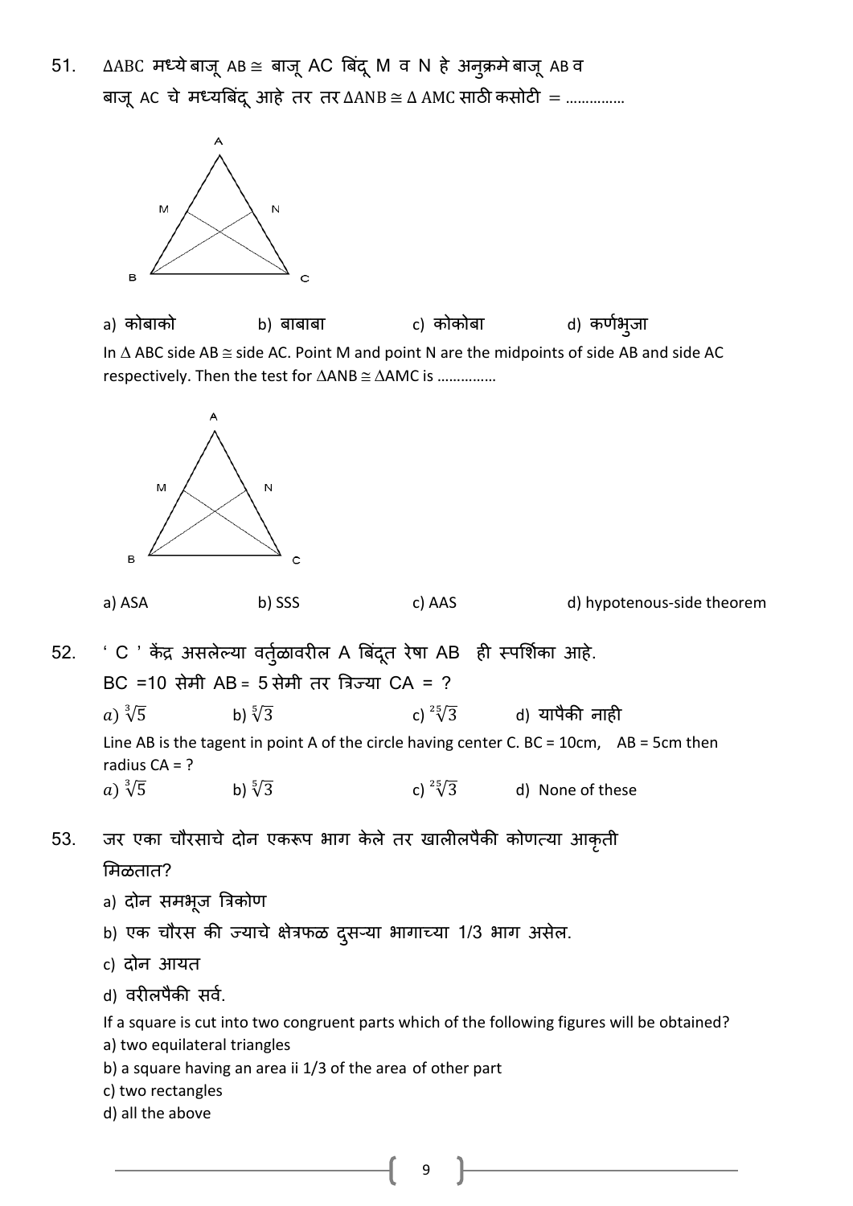51. $\Delta ABC$ मध्ये बाजू AB $\cong$ बाजू AC बिंदू M व N हे अनुक्रमे बाजू AB व बाजू AC चे मध्यबिंदू आहे तर तर $\Delta ANB \cong \Delta AMC$ साठी कसोटी = ..............

a) कोबाको  b) बाबाबा  c) कोकोबा  d) कर्णभुजा

In $\Delta$ ABC side AB $\cong$ side AC. Point M and point N are the midpoints of side AB and side AC respectively. Then the test for $\Delta ANB \cong \Delta AMC$ is ..............

a) ASA  b) SSS  c) AAS  d) hypotenous-side theorem

52. ' C ' केंद्र असलेल्या वर्तुळावरील A बिंदूत रेषा AB ही स्पर्शिका आहे.
BC =10 सेमी AB = 5 सेमी तर त्रिज्या CA = ?

$a)\ \sqrt[3]{5}$  b) $\sqrt[5]{3}$  c) $\sqrt[25]{3}$  d) यापैकी नाही

Line AB is the tagent in point A of the circle having center C. BC = 10cm, AB = 5cm then radius CA = ?

$a)\ \sqrt[3]{5}$  b) $\sqrt[5]{3}$  c) $\sqrt[25]{3}$  d) None of these

53. जर एका चौरसाचे दोन एकरूप भाग केले तर खालीलपैकी कोणत्या आकृती मिळतात?

a) दोन समभूज त्रिकोण
b) एक चौरस की ज्याचे क्षेत्रफळ दुसऱ्या भागाच्या 1/3 भाग असेल.
c) दोन आयत
d) वरीलपैकी सर्व.

If a square is cut into two congruent parts which of the following figures will be obtained?
a) two equilateral triangles
b) a square having an area ii 1/3 of the area of other part
c) two rectangles
d) all the above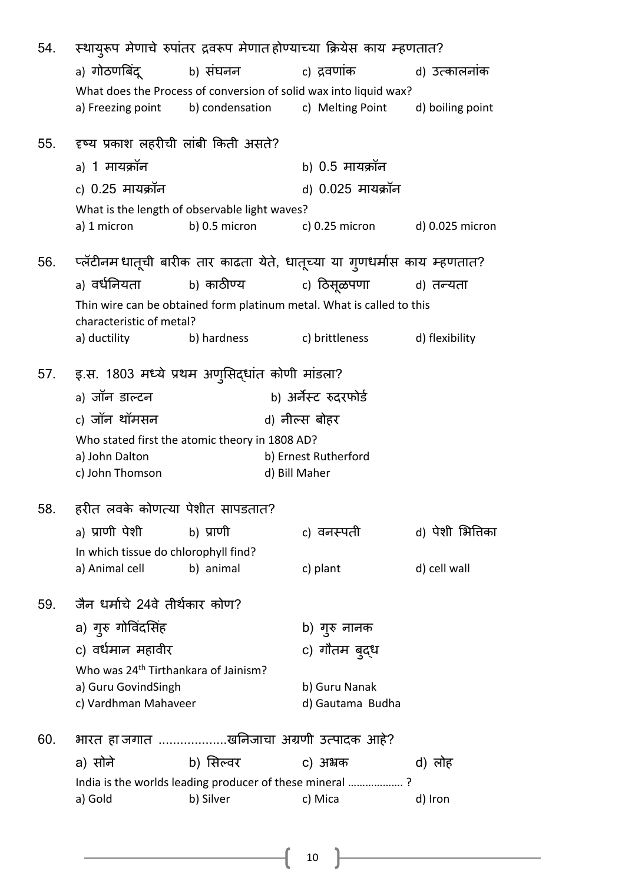54. स्थायुरूप मेणाचे रुपांतर द्रवरूप मेणात होण्याच्या क्रियेस काय म्हणतात?

a) गोठणबिंदू b) संघनन c) द्रवणांक d) उत्कालनांक

What does the Process of conversion of solid wax into liquid wax?

a) Freezing point b) condensation c) Melting Point d) boiling point

55. दृष्य प्रकाश लहरीची लांबी किती असते?

a) 1 मायक्रॉन b) 0.5 मायक्रॉन

c) 0.25 मायक्रॉन d) 0.025 मायक्रॉन

What is the length of observable light waves?

a) 1 micron b) 0.5 micron c) 0.25 micron d) 0.025 micron

56. प्लॅटीनम धातूची बारीक तार काढता येते, धातूच्या या गुणधर्मास काय म्हणतात?

a) वर्धनियता b) काठीण्य c) ठिसूळपणा d) तन्यता

Thin wire can be obtained form platinum metal. What is called to this characteristic of metal?

a) ductility b) hardness c) brittleness d) flexibility

57. इ.स. 1803 मध्ये प्रथम अणुसिद्धांत कोणी मांडला?

a) जॉन डाल्टन b) अर्नेस्ट रुदरफोर्ड

c) जॉन थॉमसन d) नील्स बोहर

Who stated first the atomic theory in 1808 AD?

a) John Dalton b) Ernest Rutherford

c) John Thomson d) Bill Maher

58. हरीत लवके कोणत्या पेशीत सापडतात?

a) प्राणी पेशी b) प्राणी c) वनस्पती d) पेशी भित्तिका

In which tissue do chlorophyll find?

a) Animal cell b) animal c) plant d) cell wall

59. जैन धर्माचे 24वे तीर्थकार कोण?

a) गुरु गोविंदसिंह b) गुरु नानक

c) वर्धमान महावीर c) गौतम बुद्ध

Who was 24th Tirthankara of Jainism?

a) Guru GovindSingh b) Guru Nanak

c) Vardhman Mahaveer d) Gautama Budha

60. भारत हा जगात ...................खनिजाचा अग्रणी उत्पादक आहे?

a) सोने b) सिल्वर c) अभ्रक d) लोह

India is the worlds leading producer of these mineral .................. ?

a) Gold b) Silver c) Mica d) Iron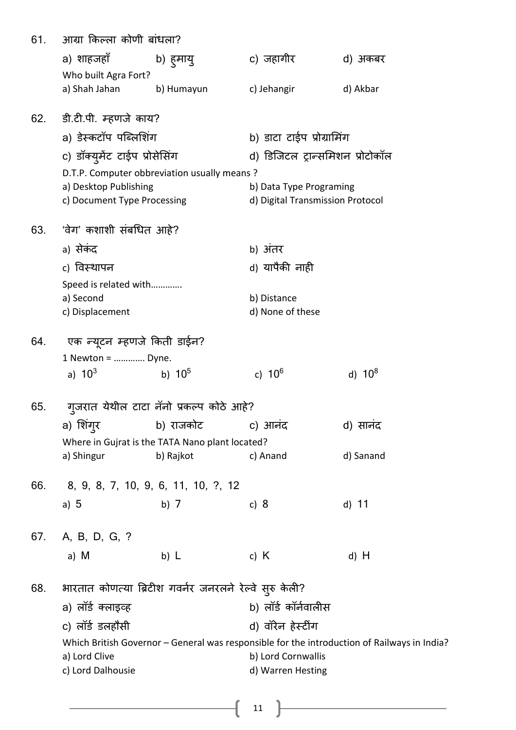61. आग्रा किल्ला कोणी बांधला?

a) शाहजहाँ  b) हुमायु  c) जहागीर  d) अकबर

Who built Agra Fort?

a) Shah Jahan  b) Humayun  c) Jehangir  d) Akbar

62. डी.टी.पी. म्हणजे काय?

a) डेस्कटॉप पब्लिशिंग  b) डाटा टाईप प्रोग्रामिंग

c) डॉक्युमेंट टाईप प्रोसेसिंग  d) डिजिटल ट्रान्समिशन प्रोटोकॉल

D.T.P. Computer obbreviation usually means ?

a) Desktop Publishing  b) Data Type Programing

c) Document Type Processing  d) Digital Transmission Protocol

63. 'वेग' कशाशी संबधित आहे?

a) सेकंद  b) अंतर

c) विस्थापन  d) यापैकी नाही

Speed is related with............

a) Second  b) Distance

c) Displacement  d) None of these

64. एक न्यूटन म्हणजे किती डाईन?

1 Newton = ............ Dyne.

a) $10^3$  b) $10^5$  c) $10^6$  d) $10^8$

65. गुजरात येथील टाटा नॅनो प्रकल्प कोठे आहे?

a) शिंगुर  b) राजकोट  c) आनंद  d) सानंद

Where in Gujrat is the TATA Nano plant located?

a) Shingur  b) Rajkot  c) Anand  d) Sanand

66. 8, 9, 8, 7, 10, 9, 6, 11, 10, ?, 12

a) 5  b) 7  c) 8  d) 11

67. A, B, D, G, ?

a) M  b) L  c) K  d) H

68. भारतात कोणत्या ब्रिटीश गवर्नर जनरलने रेल्वे सुरु केली?

a) लॉर्ड क्लाइव्ह  b) लॉर्ड कॉर्नवालीस

c) लॉर्ड डलहौसी  d) वॉरेन हेस्टींग

Which British Governor – General was responsible for the introduction of Railways in India?

a) Lord Clive  b) Lord Cornwallis

c) Lord Dalhousie  d) Warren Hesting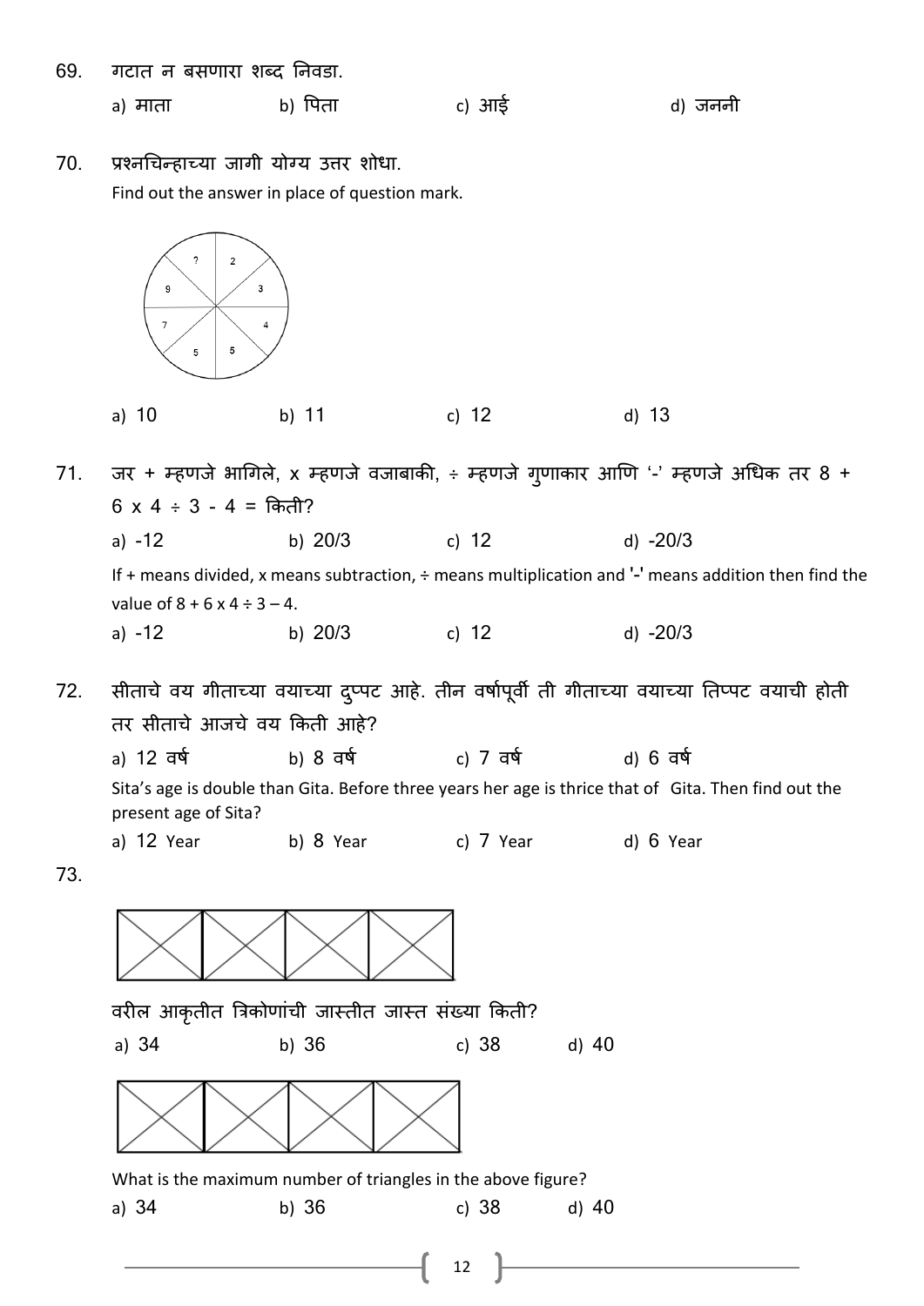69. गटात न बसणारा शब्द निवडा.

a) माता b) पिता c) आई d) जननी

70. प्रश्नचिन्हाच्या जागी योग्य उत्तर शोधा.

Find out the answer in place of question mark.

| ? | 2 |
|---|---|
| 9 | 3 |
| 7 | 4 |
| 5 | 5 |

a) 10 b) 11 c) 12 d) 13

71. जर + म्हणजे भागिले, x म्हणजे वजाबाकी, ÷ म्हणजे गुणाकार आणि '-' म्हणजे अधिक तर 8 + 6 x 4 ÷ 3 - 4 = किती?

a) -12 b) 20/3 c) 12 d) -20/3

If + means divided, x means subtraction, ÷ means multiplication and '-' means addition then find the value of 8 + 6 x 4 ÷ 3 – 4.

a) -12 b) 20/3 c) 12 d) -20/3

72. सीताचे वय गीताच्या वयाच्या दुप्पट आहे. तीन वर्षापूर्वी ती गीताच्या वयाच्या तिप्पट वयाची होती तर सीताचे आजचे वय किती आहे?

a) 12 वर्ष b) 8 वर्ष c) 7 वर्ष d) 6 वर्ष

Sita's age is double than Gita. Before three years her age is thrice that of Gita. Then find out the present age of Sita?

a) 12 Year b) 8 Year c) 7 Year d) 6 Year

73.

वरील आकृतीत त्रिकोणांची जास्तीत जास्त संख्या किती?

a) 34 b) 36 c) 38 d) 40

What is the maximum number of triangles in the above figure?

a) 34 b) 36 c) 38 d) 40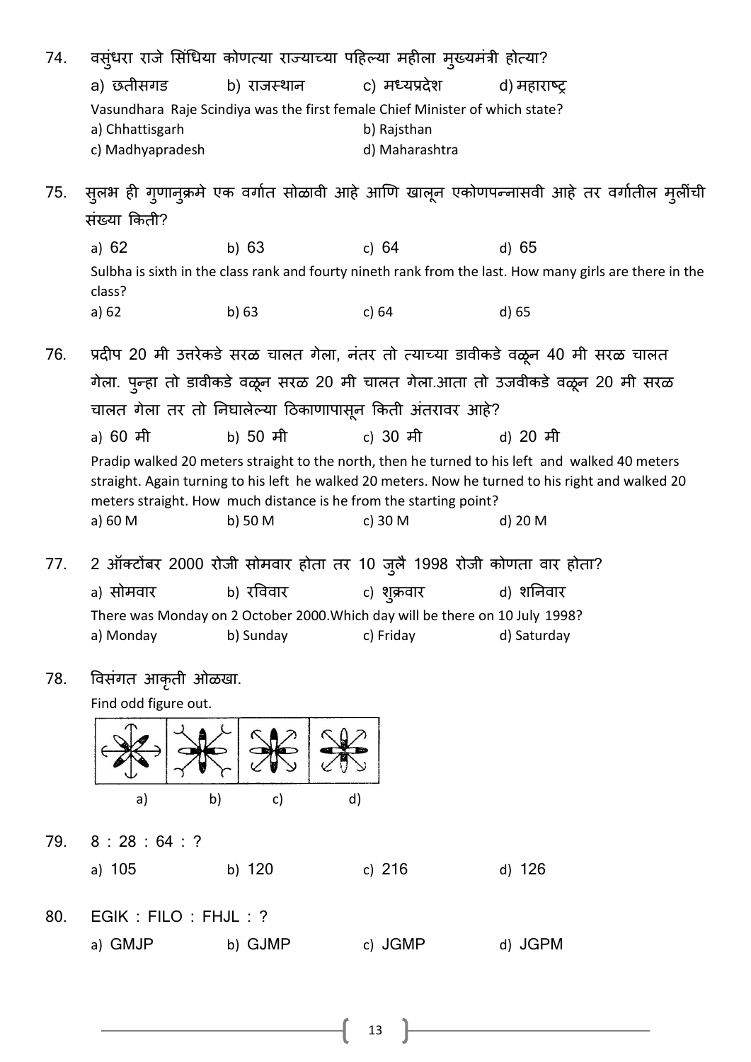74. वसुंधरा राजे सिंधिया कोणत्या राज्याच्या पहिल्या महीला मुख्यमंत्री होत्या?

a) छतीसगड b) राजस्थान c) मध्यप्रदेश d) महाराष्ट्र

Vasundhara Raje Scindiya was the first female Chief Minister of which state?

a) Chhattisgarh b) Rajsthan

c) Madhyapradesh d) Maharashtra

75. सुलभ ही गुणानुक्रमे एक वर्गात सोळावी आहे आणि खालून एकोणपन्नासवी आहे तर वर्गातील मुलींची संख्या किती?

a) 62 b) 63 c) 64 d) 65

Sulbha is sixth in the class rank and fourty nineth rank from the last. How many girls are there in the class?

a) 62 b) 63 c) 64 d) 65

76. प्रदीप 20 मी उत्तरेकडे सरळ चालत गेला, नंतर तो त्याच्या डावीकडे वळून 40 मी सरळ चालत गेला. पुन्हा तो डावीकडे वळून सरळ 20 मी चालत गेला.आता तो उजवीकडे वळून 20 मी सरळ चालत गेला तर तो निघालेल्या ठिकाणापासून किती अंतरावर आहे?

a) 60 मी b) 50 मी c) 30 मी d) 20 मी

Pradip walked 20 meters straight to the north, then he turned to his left and walked 40 meters straight. Again turning to his left he walked 20 meters. Now he turned to his right and walked 20 meters straight. How much distance is he from the starting point?

a) 60 M b) 50 M c) 30 M d) 20 M

77. 2 ऑक्टोंबर 2000 रोजी सोमवार होता तर 10 जुलै 1998 रोजी कोणता वार होता?

a) सोमवार b) रविवार c) शुक्रवार d) शनिवार

There was Monday on 2 October 2000.Which day will be there on 10 July 1998?

a) Monday b) Sunday c) Friday d) Saturday

78. विसंगत आकृती ओळखा.

Find odd figure out.

a) b) c) d)

79. 8 : 28 : 64 : ?

a) 105 b) 120 c) 216 d) 126

80. EGIK : FILO : FHJL : ?

a) GMJP b) GJMP c) JGMP d) JGPM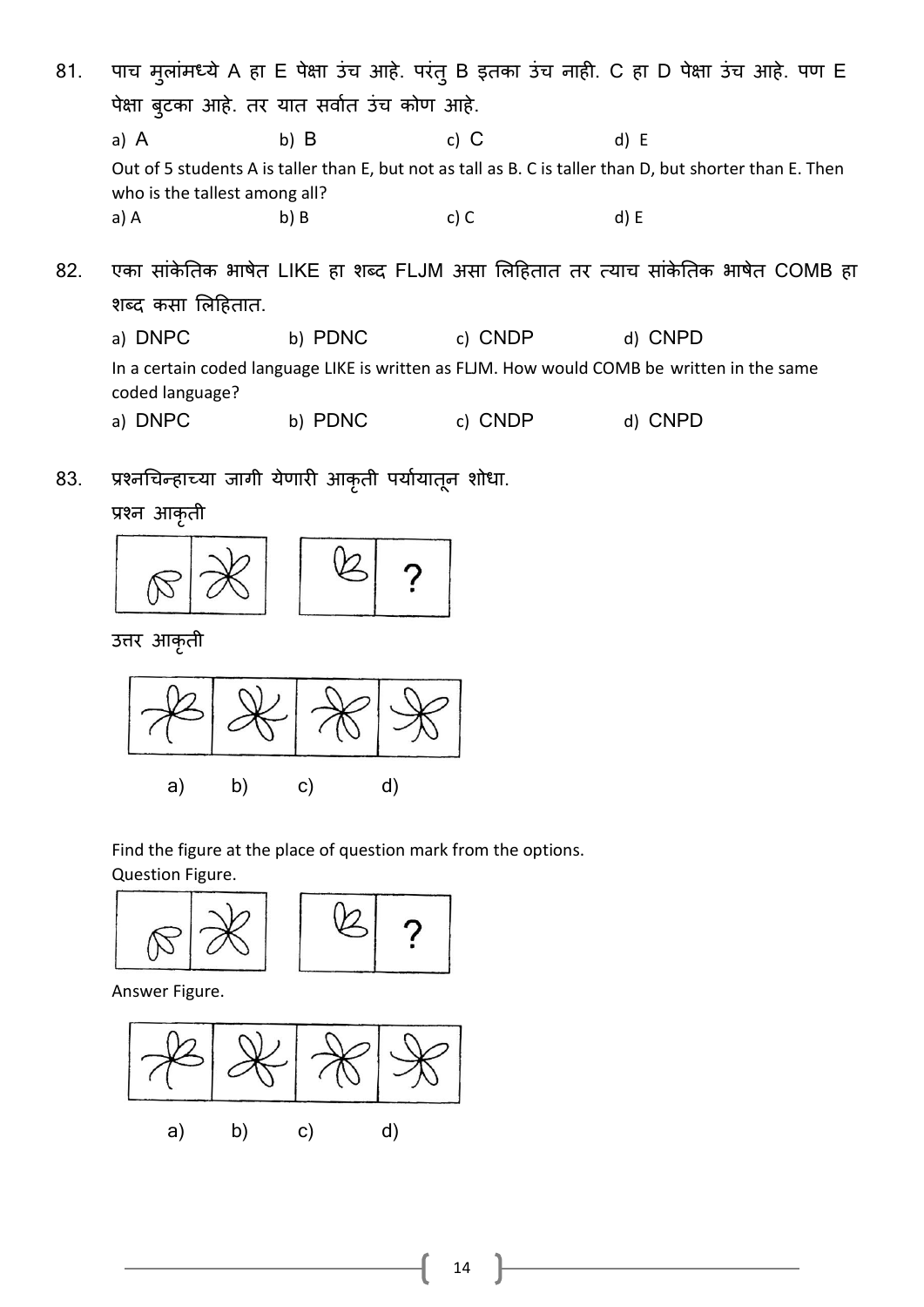81. पाच मुलांमध्ये A हा E पेक्षा उंच आहे. परंतु B इतका उंच नाही. C हा D पेक्षा उंच आहे. पण E पेक्षा बुटका आहे. तर यात सर्वात उंच कोण आहे.

a) A b) B c) C d) E

Out of 5 students A is taller than E, but not as tall as B. C is taller than D, but shorter than E. Then who is the tallest among all?

a) A b) B c) C d) E

82. एका सांकेतिक भाषेत LIKE हा शब्द FLJM असा लिहितात तर त्याच सांकेतिक भाषेत COMB हा शब्द कसा लिहितात.

a) DNPC b) PDNC c) CNDP d) CNPD

In a certain coded language LIKE is written as FLJM. How would COMB be written in the same coded language?

a) DNPC b) PDNC c) CNDP d) CNPD

83. प्रश्नचिन्हाच्या जागी येणारी आकृती पर्यायातून शोधा.

प्रश्न आकृती

?

उत्तर आकृती

a) b) c) d)

Find the figure at the place of question mark from the options.

Question Figure.

?

Answer Figure.

a) b) c) d)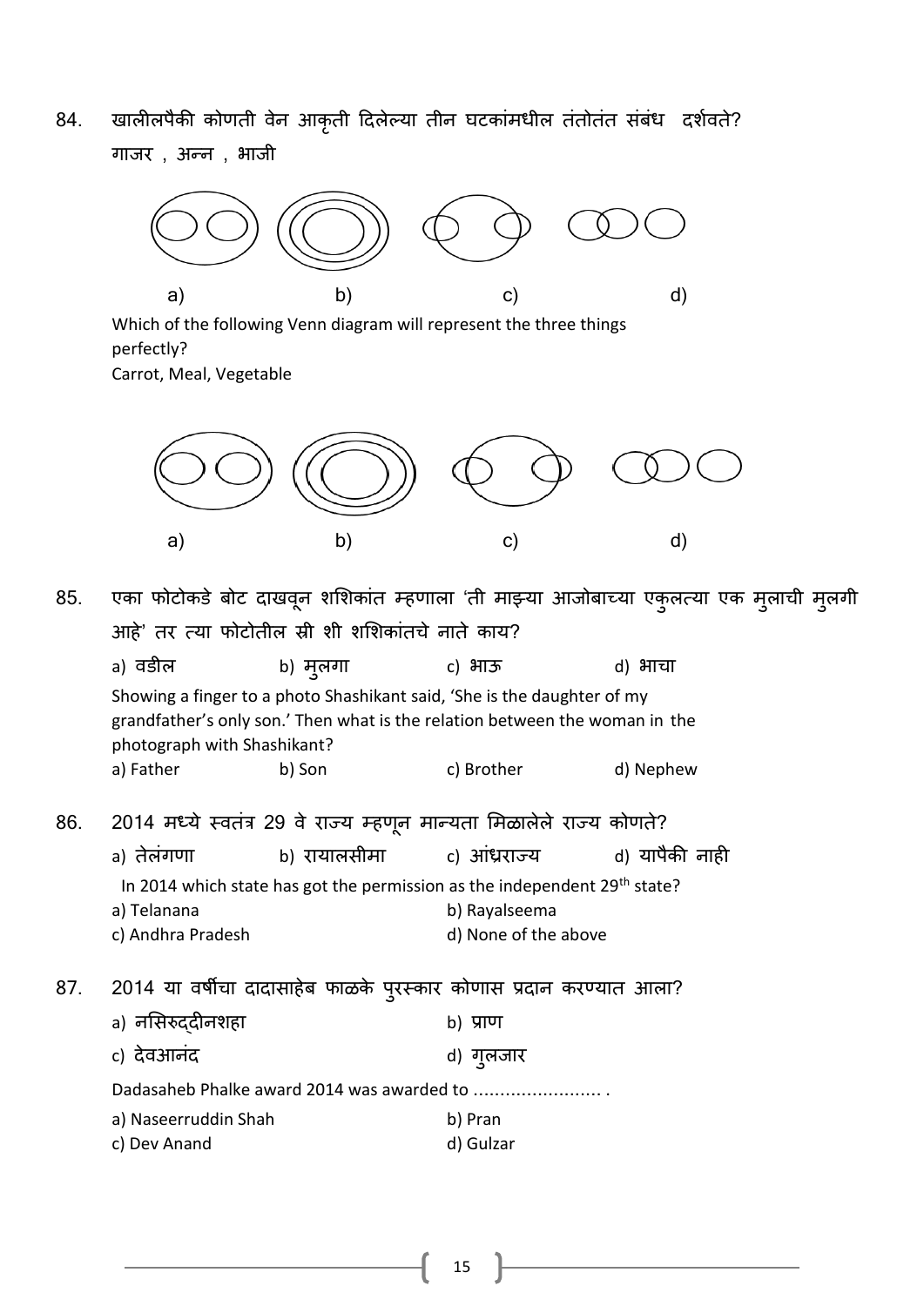84. खालीलपैकी कोणती वेन आकृती दिलेल्या तीन घटकांमधील तंतोतंत संबंध दर्शवते?

गाजर , अन्न , भाजी

a) b) c) d)

Which of the following Venn diagram will represent the three things perfectly?

Carrot, Meal, Vegetable

a) b) c) d)

85. एका फोटोकडे बोट दाखवून शशिकांत म्हणाला 'ती माझ्या आजोबाच्या एकुलत्या एक मुलाची मुलगी आहे' तर त्या फोटोतील स्त्री शी शशिकांतचे नाते काय?

a) वडील b) मुलगा c) भाऊ d) भाचा

Showing a finger to a photo Shashikant said, 'She is the daughter of my grandfather's only son.' Then what is the relation between the woman in the photograph with Shashikant?

a) Father b) Son c) Brother d) Nephew

86. 2014 मध्ये स्वतंत्र 29 वे राज्य म्हणून मान्यता मिळालेले राज्य कोणते?

a) तेलंगणा b) रायालसीमा c) आंध्रराज्य d) यापैकी नाही

In 2014 which state has got the permission as the independent 29th state?

a) Telanana
b) Rayalseema
c) Andhra Pradesh
d) None of the above

87. 2014 या वर्षीचा दादासाहेब फाळके पुरस्कार कोणास प्रदान करण्यात आला?

a) नसिरुद्दीनशहा
b) प्राण
c) देवआनंद
d) गुलजार

Dadasaheb Phalke award 2014 was awarded to ........................ .

a) Naseerruddin Shah
b) Pran
c) Dev Anand
d) Gulzar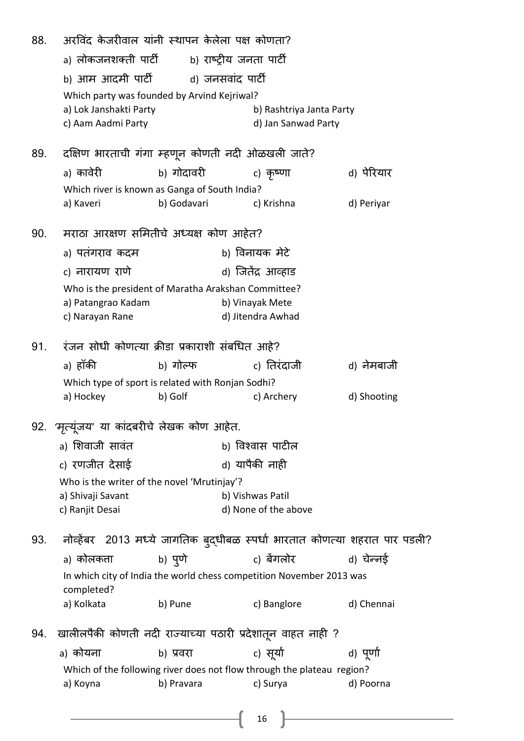88. अरविंद केजरीवाल यांनी स्थापन केलेला पक्ष कोणता?

a) लोकजनशक्ती पार्टी b) राष्ट्रीय जनता पार्टी

b) आम आदमी पार्टी d) जनसवांद पार्टी

Which party was founded by Arvind Kejriwal?

a) Lok Janshakti Party b) Rashtriya Janta Party

c) Aam Aadmi Party d) Jan Sanwad Party

89. दक्षिण भारताची गंगा म्हणून कोणती नदी ओळखली जाते?

a) कावेरी b) गोदावरी c) कृष्णा d) पेरियार

Which river is known as Ganga of South India?

a) Kaveri b) Godavari c) Krishna d) Periyar

90. मराठा आरक्षण समितीचे अध्यक्ष कोण आहेत?

a) पतंगराव कदम b) विनायक मेटे

c) नारायण राणे d) जितेंद्र आव्हाड

Who is the president of Maratha Arakshan Committee?

a) Patangrao Kadam b) Vinayak Mete

c) Narayan Rane d) Jitendra Awhad

91. रंजन सोधी कोणत्या क्रीडा प्रकाराशी संबधित आहे?

a) हॉकी b) गोल्फ c) तिरंदाजी d) नेमबाजी

Which type of sport is related with Ronjan Sodhi?

a) Hockey b) Golf c) Archery d) Shooting

92. 'मृत्यूंजय' या कादंबरीचे लेखक कोण आहेत.

a) शिवाजी सावंत b) विश्वास पाटील

c) रणजीत देसाई d) यापैकी नाही

Who is the writer of the novel 'Mrutinjay'?

a) Shivaji Savant b) Vishwas Patil

c) Ranjit Desai d) None of the above

93. नोव्हेंबर 2013 मध्ये जागतिक बुद्धीबळ स्पर्धा भारतात कोणत्या शहरात पार पडली?

a) कोलकत्ता b) पुणे c) बैंगलोर d) चेन्नई

In which city of India the world chess competition November 2013 was completed?

a) Kolkata b) Pune c) Banglore d) Chennai

94. खालीलपैकी कोणती नदी राज्याच्या पठारी प्रदेशातून वाहत नाही ?

a) कोयना b) प्रवरा c) सूर्या d) पूर्णा

Which of the following river does not flow through the plateau region?

a) Koyna b) Pravara c) Surya d) Poorna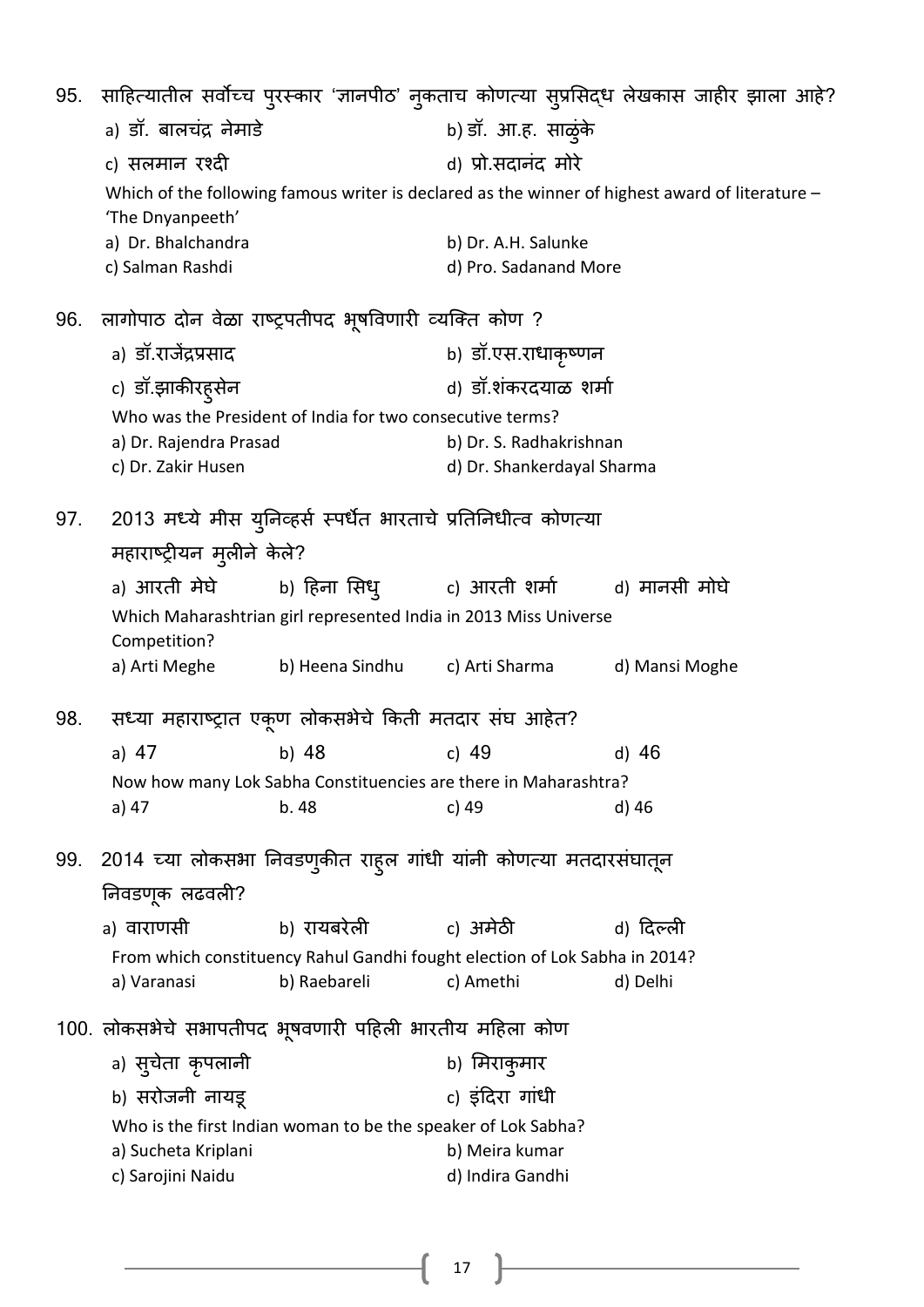95. साहित्यातील सर्वोच्च पुरस्कार 'ज्ञानपीठ' नुकताच कोणत्या सुप्रसिद्ध लेखकास जाहीर झाला आहे?

a) डॉ. बालचंद्र नेमाडे  b) डॉ. आ.ह. साळुंके
c) सलमान रश्दी  d) प्रो.सदानंद मोरे

Which of the following famous writer is declared as the winner of highest award of literature – 'The Dnyanpeeth'

a) Dr. Bhalchandra  b) Dr. A.H. Salunke
c) Salman Rashdi  d) Pro. Sadanand More

96. लागोपाठ दोन वेळा राष्ट्रपतीपद भूषविणारी व्यक्ति कोण ?

a) डॉ.राजेंद्रप्रसाद  b) डॉ.एस.राधाकृष्णन
c) डॉ.झाकीरहुसेन  d) डॉ.शंकरदयाळ शर्मा

Who was the President of India for two consecutive terms?

a) Dr. Rajendra Prasad  b) Dr. S. Radhakrishnan
c) Dr. Zakir Husen  d) Dr. Shankerdayal Sharma

97. 2013 मध्ये मीस युनिव्हर्स स्पर्धेत भारताचे प्रतिनिधीत्व कोणत्या महाराष्ट्रीयन मुलीने केले?

a) आरती मेघे  b) हिना सिधु  c) आरती शर्मा  d) मानसी मोघे

Which Maharashtrian girl represented India in 2013 Miss Universe Competition?

a) Arti Meghe  b) Heena Sindhu  c) Arti Sharma  d) Mansi Moghe

98. सध्या महाराष्ट्रात एकूण लोकसभेचे किती मतदार संघ आहेत?

a) 47  b) 48  c) 49  d) 46

Now how many Lok Sabha Constituencies are there in Maharashtra?

a) 47  b. 48  c) 49  d) 46

99. 2014 च्या लोकसभा निवडणुकीत राहुल गांधी यांनी कोणत्या मतदारसंघातून निवडणूक लढवली?

a) वाराणसी  b) रायबरेली  c) अमेठी  d) दिल्ली

From which constituency Rahul Gandhi fought election of Lok Sabha in 2014?

a) Varanasi  b) Raebareli  c) Amethi  d) Delhi

100. लोकसभेचे सभापतीपद भूषवणारी पहिली भारतीय महिला कोण

a) सुचेता कृपलानी  b) मिराकुमार
b) सरोजनी नायडू  c) इंदिरा गांधी

Who is the first Indian woman to be the speaker of Lok Sabha?

a) Sucheta Kriplani  b) Meira kumar
c) Sarojini Naidu  d) Indira Gandhi